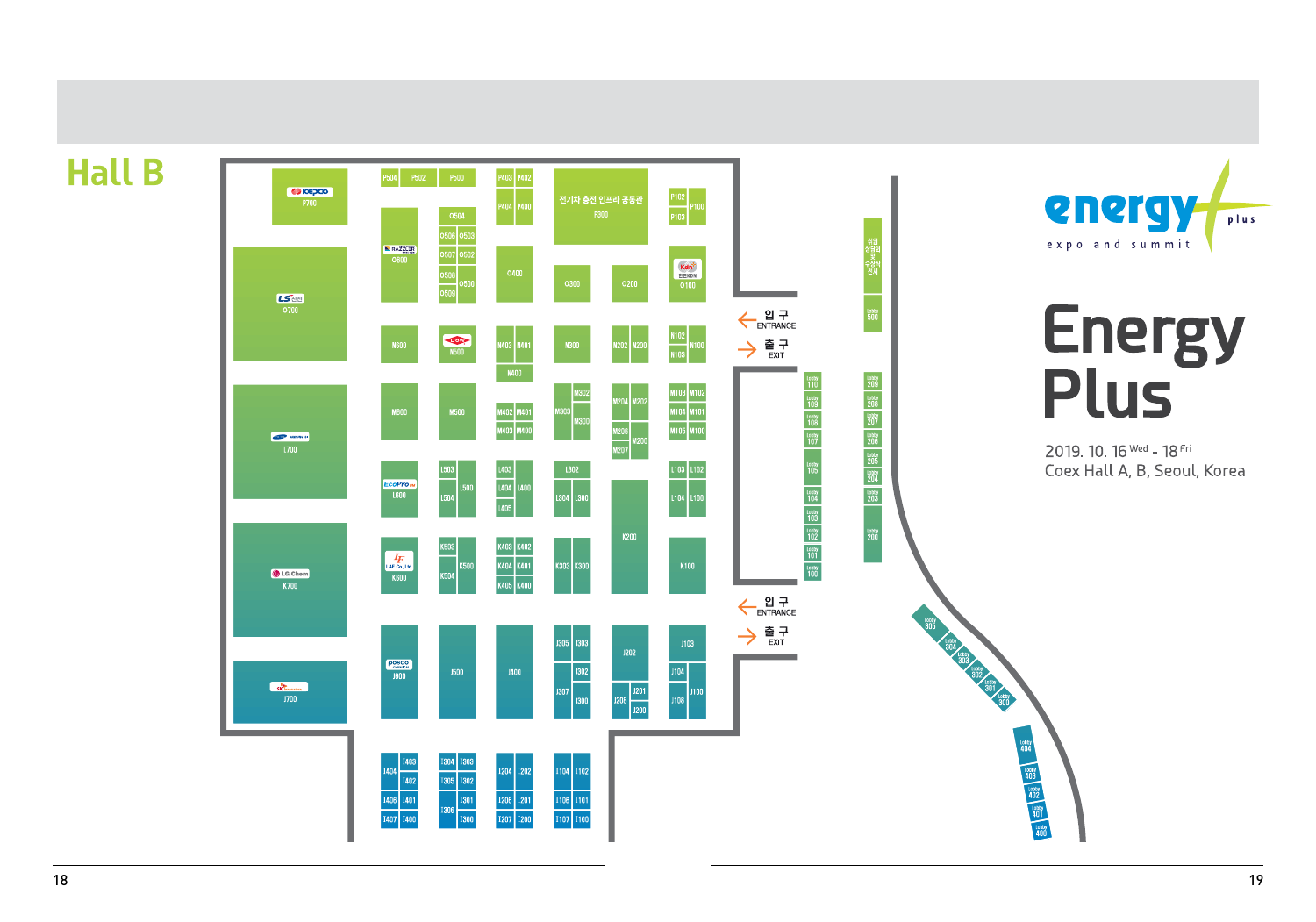# Hall B

P700 KEPCO
O700 LS전선
L700
K700 LG Chem
J700 SK

P504 P502 P500 P403 P402 P404 P400

전기차 충전 인프라 공동관
P300

P102 P100 P103

O600 RAZZLER
O504 O506 O503 O507 O502 O508 O500 O509
O400 O300 O200
O100 한전KDN

N600 N500 Dow N403 N401 N400 N300 N202 N200 N102 N100 N103

M600 M500 M402 M401 M403 M400 M303 M302 M300 M204 M202 M206 M200 M207 M103 M102 M104 M101 M105 M100

L600 EcoPro L503 L500 L504 L403 L404 L400 L405 L302 L304 L300 L103 L102 L104 L100

K600 L&F Co., Ltd. K503 K500 K504 K403 K402 K404 K401 K405 K400 K303 K300 K200 K100

J600 POSCO CHEMICAL J500 J400 J305 J303 J302 J307 J300 J202 J201 J208 J200 J103 J104 J100 J108

I403 I404 I402 I406 I401 I407 I400 I304 I303 I305 I302 I301 I306 I300 I204 I202 I206 I201 I207 I200 I104 I102 I106 I101 I107 I100

입 구 ENTRANCE
출 구 EXIT
입 구 ENTRANCE
출 구 EXIT

Lobby 110 Lobby 109 Lobby 108 Lobby 107 Lobby 105 Lobby 104 Lobby 103 Lobby 102 Lobby 101 Lobby 100

주관 성과회 및 수상작 전시
Lobby 500
Lobby 209 Lobby 208 Lobby 207 Lobby 206 Lobby 205 Lobby 204 Lobby 203 Lobby 200

Lobby 305 Lobby 304 Lobby 303 Lobby 302 Lobby 301 Lobby 300

Lobby 404 Lobby 403 Lobby 402 Lobby 401 Lobby 400

energy plus
expo and summit

# Energy Plus

2019. 10. 16 Wed - 18 Fri
Coex Hall A, B, Seoul, Korea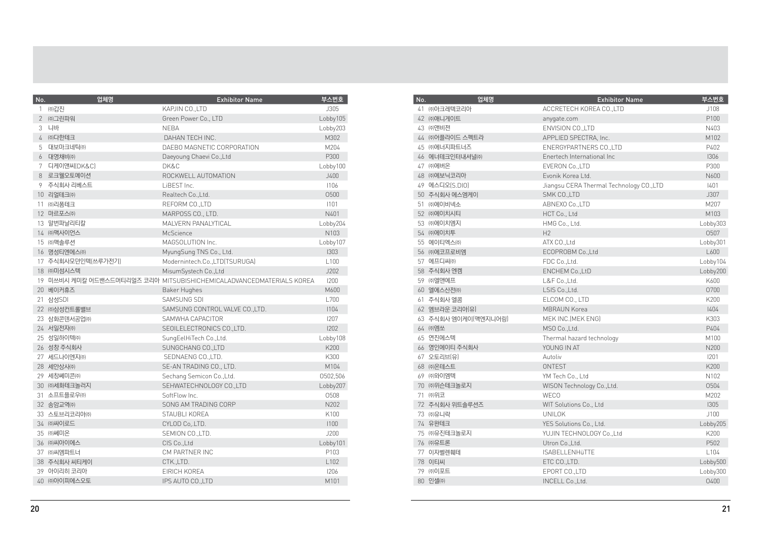| No. | 업체명 | Exhibitor Name | 부스번호 |
|---|---|---|---|
| 1 | ㈜갑진 | KAPJIN CO.,LTD | J305 |
| 2 | ㈜그린파워 | Green Power Co., LTD | Lobby105 |
| 3 | 니바 | NEBA | Lobby203 |
| 4 | ㈜다한테크 | DAHAN TECH INC. | M302 |
| 5 | 대보마그네틱㈜ | DAEBO MAGNETIC CORPORATION | M204 |
| 6 | 대영채비㈜ | Daeyoung Chaevi Co.,Ltd | P300 |
| 7 | 디케이앤씨(DK&C) | DK&C | Lobby100 |
| 8 | 로크웰오토메이션 | ROCKWELL AUTOMATION | J400 |
| 9 | 주식회사 리베스트 | LiBEST Inc. | I106 |
| 10 | 리얼테크㈜ | Realtech Co.,Ltd. | O500 |
| 11 | ㈜리폼테크 | REFORM CO.,LTD | I101 |
| 12 | 마르포스㈜ | MARPOSS CO., LTD. | N401 |
| 13 | 말번파날리티칼 | MALVERN PANALYTICAL | Lobby204 |
| 14 | ㈜맥사이언스 | McScience | N103 |
| 15 | ㈜맥솔루션 | MAGSOLUTION Inc. | Lobby107 |
| 16 | 명성티엔에스㈜ | MyungSung TNS Co., Ltd. | I303 |
| 17 | 주식회사모던인텍(쓰루가전기) | Modernintech.Co.,LTD(TSURUGA) | L100 |
| 18 | ㈜미섬시스텍 | MisumSystech Co.,Ltd | J202 |
| 19 | 미쓰비시 케미칼 어드벤스드머티리얼즈 코리아 | MITSUBISHICHEMICALADVANCEDMATERIALS KOREA | I200 |
| 20 | 베이커휴즈 | Baker Hughes | M600 |
| 21 | 삼성SDI | SAMSUNG SDI | L700 |
| 22 | ㈜삼성컨트롤밸브 | SAMSUNG CONTROL VALVE CO.,LTD. | I104 |
| 23 | 삼화콘덴서공업㈜ | SAMWHA CAPACITOR | I207 |
| 24 | 서일전자㈜ | SEOILELECTRONICS CO.,LTD. | I202 |
| 25 | 성일하이텍㈜ | SungEelHiTech Co.,Ltd. | Lobby108 |
| 26 | 성창 주식회사 | SUNGCHANG CO.,LTD | K200 |
| 27 | 세드나이엔지㈜ | SEDNAENG CO.,LTD. | K300 |
| 28 | 세안상사㈜ | SE-AN TRADING CO., LTD. | M104 |
| 29 | 세창쎄미콘㈜ | Sechang Semicon Co.,Ltd. | O502,506 |
| 30 | ㈜세화테크놀러지 | SEHWATECHNOLOGY CO.,LTD | Lobby207 |
| 31 | 소프트플로우㈜ | SoftFlow Inc. | O508 |
| 32 | 송암교역㈜ | SONG AM TRADING CORP | N202 |
| 33 | 스토브리코리아㈜ | STAUBLI KOREA | K100 |
| 34 | ㈜싸이로드 | CYLOD Co,.LTD. | I100 |
| 35 | ㈜쎄미온 | SEMION CO.,LTD. | J200 |
| 36 | ㈜씨아이에스 | CIS Co.,Ltd | Lobby101 |
| 37 | ㈜씨엠파트너 | CM PARTNER INC | P103 |
| 38 | 주식회사 씨티케이 | CTK.,LTD. | L102 |
| 39 | 아이리히 코리아 | EIRICH KOREA | I206 |
| 40 | ㈜아이피에스오토 | IPS AUTO CO.,LTD | M101 |
| 41 | ㈜아크레텍코리아 | ACCRETECH KOREA CO.,LTD | J108 |
| 42 | ㈜애니게이트 | anygate.com | P100 |
| 43 | ㈜엔비젼 | ENVISION CO.,LTD | N403 |
| 44 | ㈜어플라이드 스펙트라 | APPLIED SPECTRA, Inc. | M102 |
| 45 | ㈜에너지파트너즈 | ENERGYPARTNERS CO.,LTD | P402 |
| 46 | 에너테크인터내셔널㈜ | Enertech International Inc | I306 |
| 47 | ㈜에버온 | EVERON Co.,LTD | P300 |
| 48 | ㈜에보닉코리아 | Evonik Korea Ltd. | N600 |
| 49 | 에스디오(S.DIO) | Jiangsu CERA Thermal Technology CO.,LTD | I401 |
| 50 | 주식회사 에스엠케이 | SMK CO.,LTD | J307 |
| 51 | ㈜에이비넥소 | ABNEXO Co.,LTD | M207 |
| 52 | ㈜에이치시티 | HCT Co., Ltd | M103 |
| 53 | ㈜에이치엠지 | HMG Co., Ltd. | Lobby303 |
| 54 | ㈜에이치투 | H2 | O507 |
| 55 | 에이티엑스㈜ | ATX CO.,Ltd | Lobby301 |
| 56 | ㈜에코프로비엠 | ECOPROBM Co.,Ltd | L600 |
| 57 | 에프디씨㈜ | FDC Co.,Ltd. | Lobby104 |
| 58 | 주식회사 엔켐 | ENCHEM Co.,LtD | Lobby200 |
| 59 | ㈜엘앤에프 | L&F Co.,Ltd. | K600 |
| 60 | 엘에스산전㈜ | LSIS Co.,Ltd. | O700 |
| 61 | 주식회사 엘콤 | ELCOM CO., LTD | K200 |
| 62 | 엠브라운 코리아(유) | MBRAUN Korea | I404 |
| 63 | 주식회사 엠이케이(맥엔지니어링) | MEK INC.(MEK ENG) | K303 |
| 64 | ㈜엠쏘 | MSO Co.,Ltd. | P404 |
| 65 | 연진에스텍 | Thermal hazard technology | M100 |
| 66 | 영인에이티 주식회사 | YOUNG IN AT | N200 |
| 67 | 오토리브(유) | Autoliv | I201 |
| 68 | ㈜온테스트 | ONTEST | K200 |
| 69 | ㈜와이엠텍 | YM Tech Co., Ltd | N102 |
| 70 | ㈜위슨테크놀로지 | WISON Technology Co.,Ltd. | O504 |
| 71 | ㈜위코 | WECO | M202 |
| 72 | 주식회사 위트솔루션즈 | WIT Solutions Co., Ltd | I305 |
| 73 | ㈜유니락 | UNILOK | J100 |
| 74 | 유완테크 | YES Solutions Co., Ltd. | Lobby205 |
| 75 | ㈜유진테크놀로지 | YUJIN TECHNOLOGY Co.,Ltd | K200 |
| 76 | ㈜유트론 | Utron Co.,Ltd. | P502 |
| 77 | 이자벨렌훼테 | ISABELLENHüTTE | L104 |
| 78 | 이티씨 | ETC CO.,LTD. | Lobby500 |
| 79 | ㈜이포트 | EPORT CO.,LTD | Lobby300 |
| 80 | 인셀㈜ | INCELL Co.,Ltd. | O400 |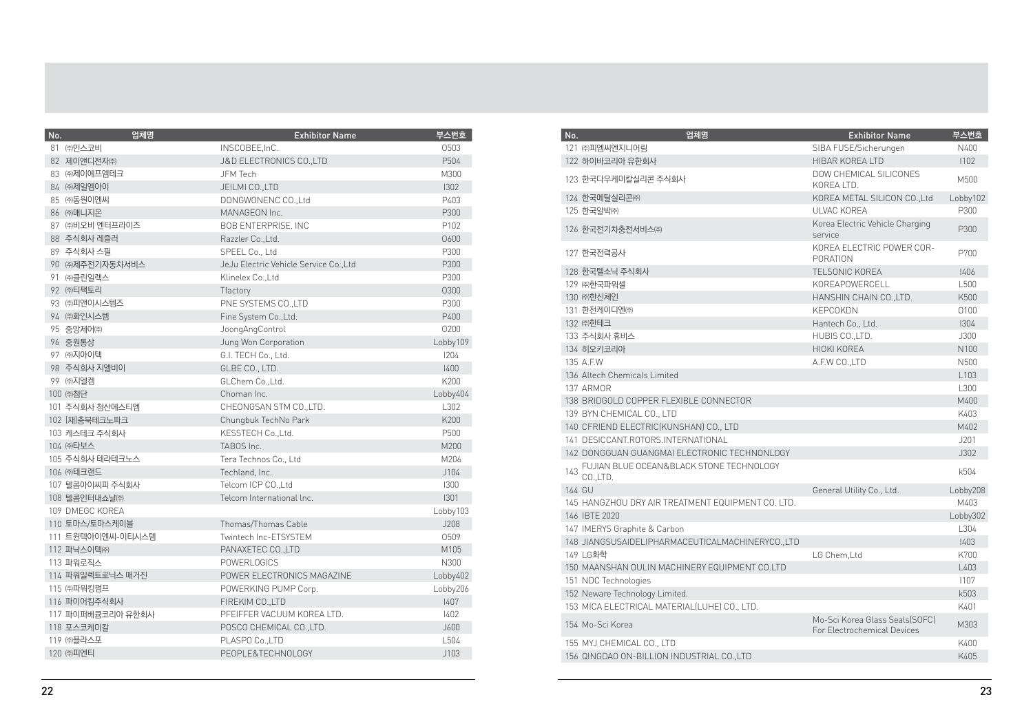| No. | 업체명 | Exhibitor Name | 부스번호 |
|---|---|---|---|
| 81 | ㈜인스코비 | INSCOBEE,InC. | O503 |
| 82 | 제이앤디전자㈜ | J&D ELECTRONICS CO.,LTD | P504 |
| 83 | ㈜제이에프엠테크 | JFM Tech | M300 |
| 84 | ㈜제일엠아이 | JEILMI CO.,LTD | I302 |
| 85 | ㈜동원이엔씨 | DONGWONENC CO.,Ltd | P403 |
| 86 | ㈜매니지온 | MANAGEON Inc. | P300 |
| 87 | ㈜비오비 엔터프라이즈 | BOB ENTERPRISE. INC | P102 |
| 88 | 주식회사 레즐러 | Razzler Co.,Ltd. | O600 |
| 89 | 주식회사 스필 | SPEEL Co., Ltd | P300 |
| 90 | ㈜제주전기자동차서비스 | JeJu Electric Vehicle Service Co.,Ltd | P300 |
| 91 | ㈜클린일렉스 | Klinelex Co.,Ltd | P300 |
| 92 | ㈜티팩토리 | Tfactory | O300 |
| 93 | ㈜피앤이시스템즈 | PNE SYSTEMS CO.,LTD | P300 |
| 94 | ㈜화인시스템 | Fine System Co.,Ltd. | P400 |
| 95 | 중앙제어㈜ | JoongAngControl | O200 |
| 96 | 중원통상 | Jung Won Corporation | Lobby109 |
| 97 | ㈜지아이텍 | G.I. TECH Co., Ltd. | I204 |
| 98 | 주식회사 지엘비이 | GLBE CO., LTD. | I400 |
| 99 | ㈜지엘켐 | GLChem Co.,Ltd. | K200 |
| 100 | ㈜첨단 | Choman Inc. | Lobby404 |
| 101 | 주식회사 청산에스티엠 | CHEONGSAN STM CO.,LTD. | L302 |
| 102 | (재)충북테크노파크 | Chungbuk TechNo Park | K200 |
| 103 | 케스테크 주식회사 | KESSTECH Co.,Ltd. | P500 |
| 104 | ㈜타보스 | TABOS Inc. | M200 |
| 105 | 주식회사 테라테크노스 | Tera Technos Co., Ltd | M206 |
| 106 | ㈜테크랜드 | Techland, Inc. | J104 |
| 107 | 텔콤아이씨피 주식회사 | Telcom ICP CO.,Ltd | I300 |
| 108 | 텔콤인터내쇼날㈜ | Telcom International Inc. | I301 |
| 109 | DMEGC KOREA | | Lobby103 |
| 110 | 토마스/토마스케이블 | Thomas/Thomas Cable | J208 |
| 111 | 트윈텍아이엔씨-이티시스템 | Twintech Inc-ETSYSTEM | O509 |
| 112 | 파낙스이텍㈜ | PANAXETEC CO.,LTD | M105 |
| 113 | 파워로직스 | POWERLOGICS | N300 |
| 114 | 파워일렉트로닉스 매거진 | POWER ELECTRONICS MAGAZINE | Lobby402 |
| 115 | ㈜파워킹펌프 | POWERKING PUMP Corp. | Lobby206 |
| 116 | 파이어킴주식회사 | FIREKIM CO.,LTD | I407 |
| 117 | 파이퍼베큠코리아 유한회사 | PFEIFFER VACUUM KOREA LTD. | I402 |
| 118 | 포스코케미칼 | POSCO CHEMICAL CO.,LTD. | J600 |
| 119 | ㈜플라스포 | PLASPO Co.,LTD | L504 |
| 120 | ㈜피엔티 | PEOPLE&TECHNOLOGY | J103 |
| 121 | ㈜피엠씨엔지니어링 | SIBA FUSE/Sicherungen | N400 |
| 122 | 하이바코리아 유한회사 | HIBAR KOREA LTD | I102 |
| 123 | 한국다우케미칼실리콘 주식회사 | DOW CHEMICAL SILICONES KOREA LTD. | M500 |
| 124 | 한국메탈실리콘㈜ | KOREA METAL SILICON CO.,Ltd | Lobby102 |
| 125 | 한국알박㈜ | ULVAC KOREA | P300 |
| 126 | 한국전기차충전서비스㈜ | Korea Electric Vehicle Charging service | P300 |
| 127 | 한국전력공사 | KOREA ELECTRIC POWER CORPORATION | P700 |
| 128 | 한국텔소닉 주식회사 | TELSONIC KOREA | I406 |
| 129 | ㈜한국파워셀 | KOREAPOWERCELL | L500 |
| 130 | ㈜한신체인 | HANSHIN CHAIN CO.,LTD. | K500 |
| 131 | 한전케이디엔㈜ | KEPCOKDN | O100 |
| 132 | ㈜한테크 | Hantech Co., Ltd. | I304 |
| 133 | 주식회사 휴비스 | HUBIS CO.,LTD. | J300 |
| 134 | 히오키코리아 | HIOKI KOREA | N100 |
| 135 | A.F.W | A.F.W CO.,LTD | N500 |
| 136 | Altech Chemicals Limited | | L103 |
| 137 | ARMOR | | L300 |
| 138 | BRIDGOLD COPPER FLEXIBLE CONNECTOR | | M400 |
| 139 | BYN CHEMICAL CO., LTD | | K403 |
| 140 | CFRIEND ELECTRIC(KUNSHAN) CO., LTD | | M402 |
| 141 | DESICCANT.ROTORS.INTERNATIONAL | | J201 |
| 142 | DONGGUAN GUANGMAI ELECTRONIC TECHNONLOGY | | J302 |
| 143 | FUJIAN BLUE OCEAN&BLACK STONE TECHNOLOGY CO.,LTD. | | k504 |
| 144 | GU | General Utility Co., Ltd. | Lobby208 |
| 145 | HANGZHOU DRY AIR TREATMENT EQUIPMENT CO. LTD. | | M403 |
| 146 | IBTE 2020 | | Lobby302 |
| 147 | IMERYS Graphite & Carbon | | L304 |
| 148 | JIANGSUSAIDELIPHARMACEUTICALMACHINERYCO.,LTD | | I403 |
| 149 | LG화학 | LG Chem,Ltd | K700 |
| 150 | MAANSHAN OULIN MACHINERY EQUIPMENT CO.LTD | | L403 |
| 151 | NDC Technologies | | I107 |
| 152 | Neware Technology Limited. | | k503 |
| 153 | MICA ELECTRICAL MATERIAL(LUHE) CO., LTD. | | K401 |
| 154 | Mo-Sci Korea | Mo-Sci Korea Glass Seals(SOFC) For Electrochemical Devices | M303 |
| 155 | MYJ CHEMICAL CO., LTD | | K400 |
| 156 | QINGDAO ON-BILLION INDUSTRIAL CO.,LTD | | K405 |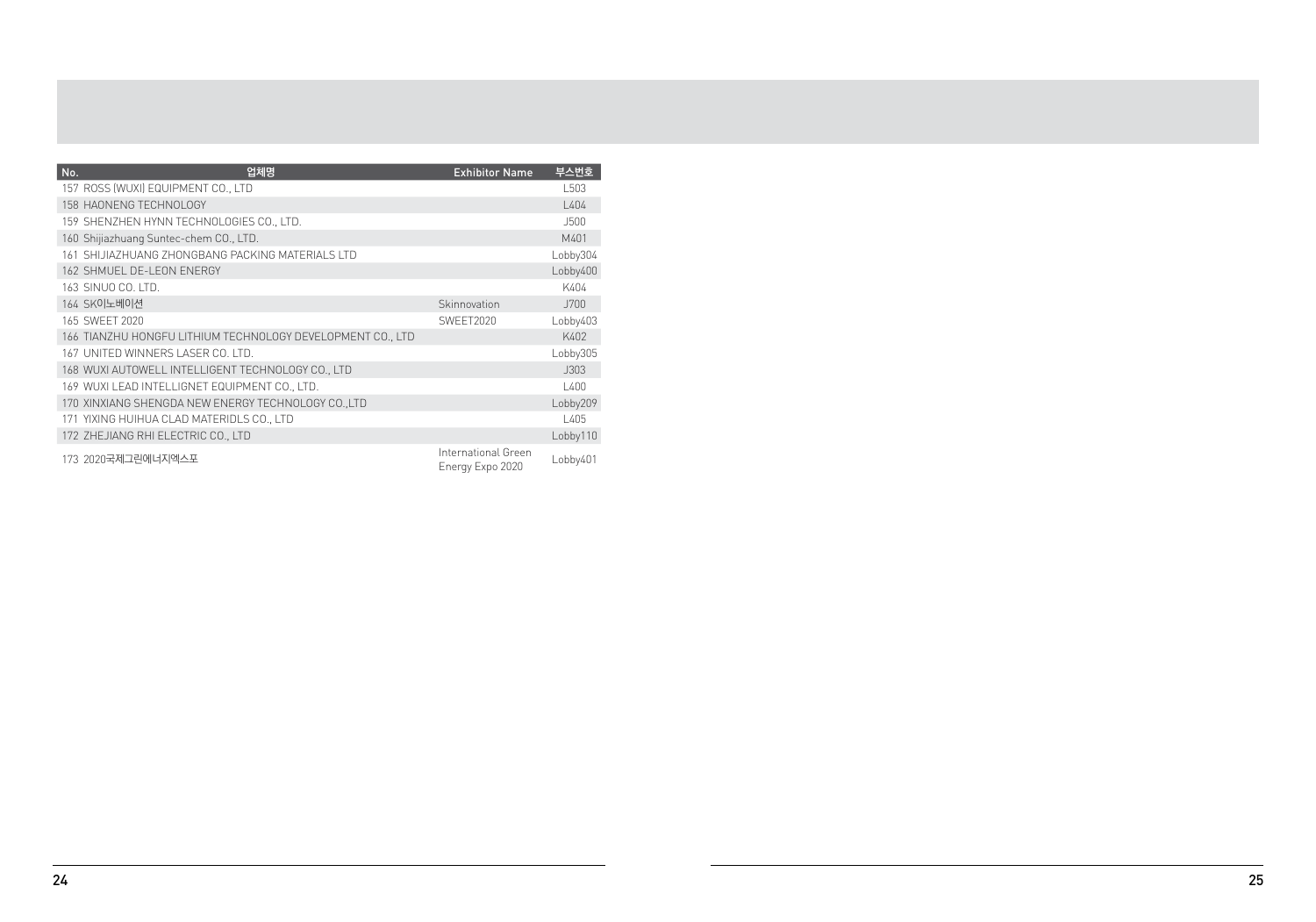| No. | 업체명 | Exhibitor Name | 부스번호 |
| --- | --- | --- | --- |
| 157 | ROSS (WUXI) EQUIPMENT CO., LTD | | L503 |
| 158 | HAONENG TECHNOLOGY | | L404 |
| 159 | SHENZHEN HYNN TECHNOLOGIES CO., LTD. | | J500 |
| 160 | Shijiazhuang Suntec-chem CO., LTD. | | M401 |
| 161 | SHIJIAZHUANG ZHONGBANG PACKING MATERIALS LTD | | Lobby304 |
| 162 | SHMUEL DE-LEON ENERGY | | Lobby400 |
| 163 | SINUO CO. LTD. | | K404 |
| 164 | SK이노베이션 | Skinnovation | J700 |
| 165 | SWEET 2020 | SWEET2020 | Lobby403 |
| 166 | TIANZHU HONGFU LITHIUM TECHNOLOGY DEVELOPMENT CO., LTD | | K402 |
| 167 | UNITED WINNERS LASER CO. LTD. | | Lobby305 |
| 168 | WUXI AUTOWELL INTELLIGENT TECHNOLOGY CO., LTD | | J303 |
| 169 | WUXI LEAD INTELLIGNET EQUIPMENT CO., LTD. | | L400 |
| 170 | XINXIANG SHENGDA NEW ENERGY TECHNOLOGY CO.,LTD | | Lobby209 |
| 171 | YIXING HUIHUA CLAD MATERIDLS CO., LTD | | L405 |
| 172 | ZHEJIANG RHI ELECTRIC CO., LTD | | Lobby110 |
| 173 | 2020국제그린에너지엑스포 | International Green Energy Expo 2020 | Lobby401 |